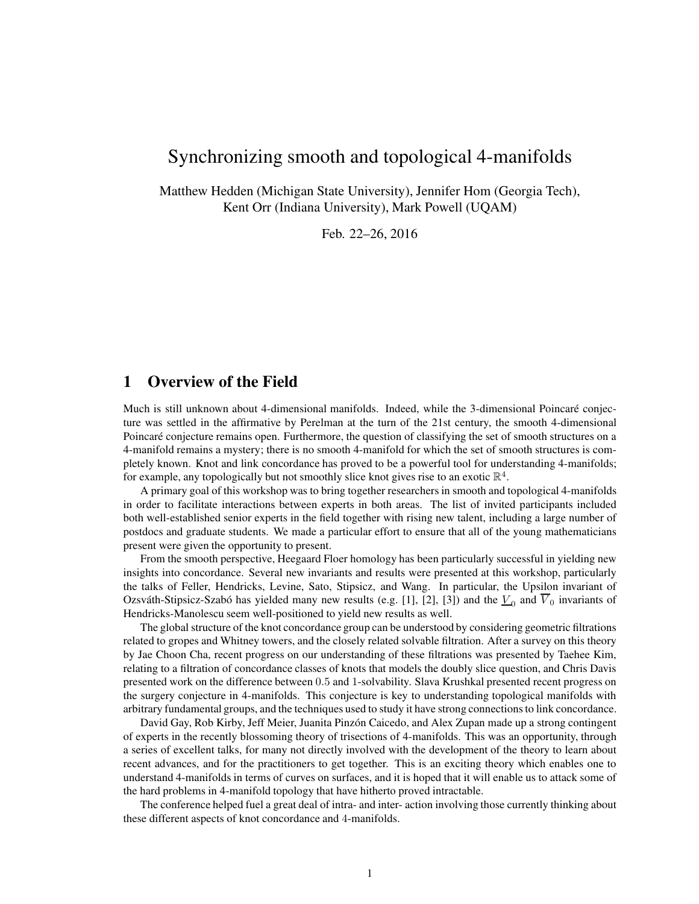# Synchronizing smooth and topological 4-manifolds

Matthew Hedden (Michigan State University), Jennifer Hom (Georgia Tech), Kent Orr (Indiana University), Mark Powell (UQAM)

Feb. 22–26, 2016

## 1 Overview of the Field

Much is still unknown about 4-dimensional manifolds. Indeed, while the 3-dimensional Poincaré conjecture was settled in the affirmative by Perelman at the turn of the 21st century, the smooth 4-dimensional Poincaré conjecture remains open. Furthermore, the question of classifying the set of smooth structures on a 4-manifold remains a mystery; there is no smooth 4-manifold for which the set of smooth structures is completely known. Knot and link concordance has proved to be a powerful tool for understanding 4-manifolds; for example, any topologically but not smoothly slice knot gives rise to an exotic $\mathbb{R}^4$.

A primary goal of this workshop was to bring together researchers in smooth and topological 4-manifolds in order to facilitate interactions between experts in both areas. The list of invited participants included both well-established senior experts in the field together with rising new talent, including a large number of postdocs and graduate students. We made a particular effort to ensure that all of the young mathematicians present were given the opportunity to present.

From the smooth perspective, Heegaard Floer homology has been particularly successful in yielding new insights into concordance. Several new invariants and results were presented at this workshop, particularly the talks of Feller, Hendricks, Levine, Sato, Stipsicz, and Wang. In particular, the Upsilon invariant of Ozsváth-Stipsicz-Szabó has yielded many new results (e.g. [1], [2], [3]) and the $\underline{V}_0$ and $\overline{V}_0$ invariants of Hendricks-Manolescu seem well-positioned to yield new results as well.

The global structure of the knot concordance group can be understood by considering geometric filtrations related to gropes and Whitney towers, and the closely related solvable filtration. After a survey on this theory by Jae Choon Cha, recent progress on our understanding of these filtrations was presented by Taehee Kim, relating to a filtration of concordance classes of knots that models the doubly slice question, and Chris Davis presented work on the difference between $0.5$ and $1$-solvability. Slava Krushkal presented recent progress on the surgery conjecture in 4-manifolds. This conjecture is key to understanding topological manifolds with arbitrary fundamental groups, and the techniques used to study it have strong connections to link concordance.

David Gay, Rob Kirby, Jeff Meier, Juanita Pinzón Caicedo, and Alex Zupan made up a strong contingent of experts in the recently blossoming theory of trisections of 4-manifolds. This was an opportunity, through a series of excellent talks, for many not directly involved with the development of the theory to learn about recent advances, and for the practitioners to get together. This is an exciting theory which enables one to understand 4-manifolds in terms of curves on surfaces, and it is hoped that it will enable us to attack some of the hard problems in 4-manifold topology that have hitherto proved intractable.

The conference helped fuel a great deal of intra- and inter- action involving those currently thinking about these different aspects of knot concordance and 4-manifolds.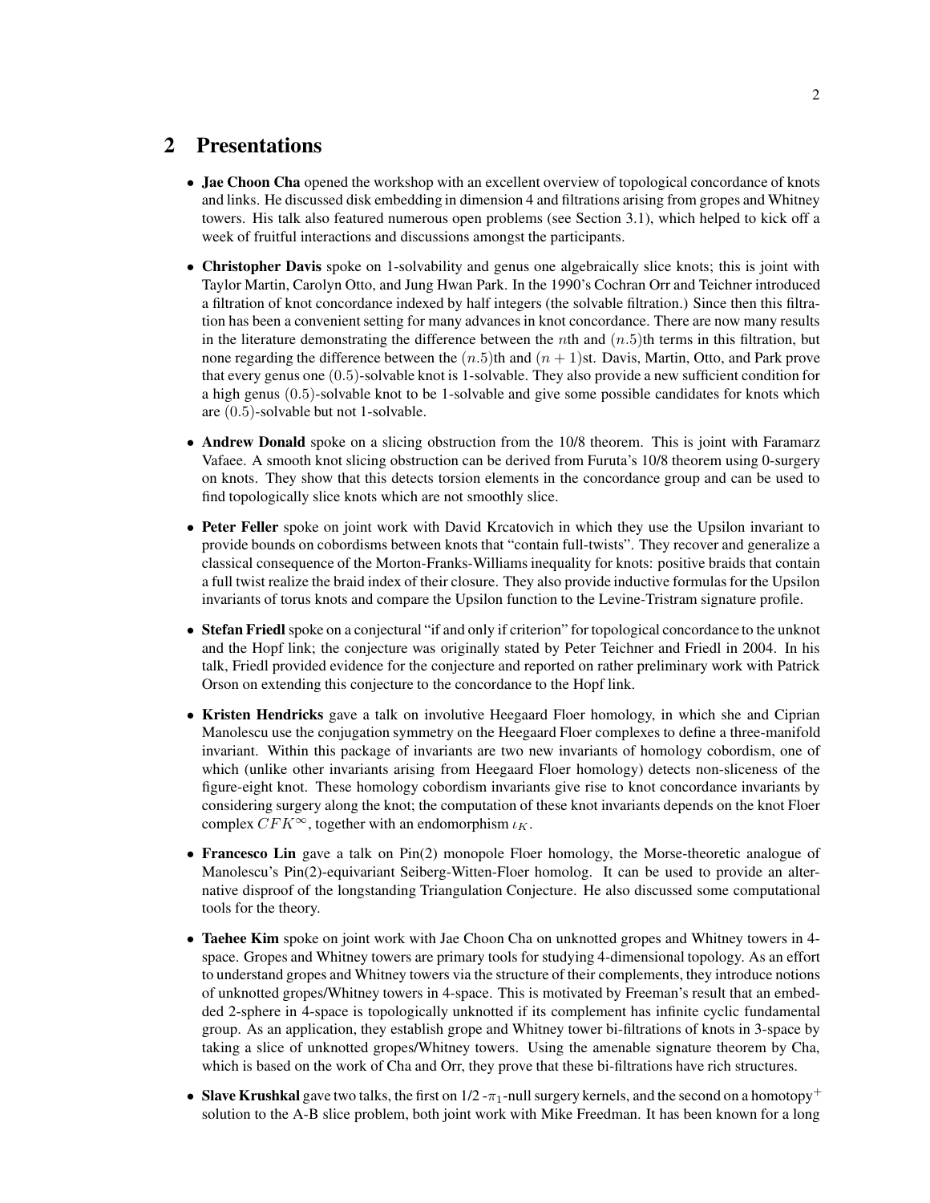## 2 Presentations

- **Jae Choon Cha** opened the workshop with an excellent overview of topological concordance of knots and links. He discussed disk embedding in dimension 4 and filtrations arising from gropes and Whitney towers. His talk also featured numerous open problems (see Section 3.1), which helped to kick off a week of fruitful interactions and discussions amongst the participants.

- **Christopher Davis** spoke on 1-solvability and genus one algebraically slice knots; this is joint with Taylor Martin, Carolyn Otto, and Jung Hwan Park. In the 1990's Cochran Orr and Teichner introduced a filtration of knot concordance indexed by half integers (the solvable filtration.) Since then this filtration has been a convenient setting for many advances in knot concordance. There are now many results in the literature demonstrating the difference between the $n$th and $(n.5)$th terms in this filtration, but none regarding the difference between the $(n.5)$th and $(n+1)$st. Davis, Martin, Otto, and Park prove that every genus one $(0.5)$-solvable knot is 1-solvable. They also provide a new sufficient condition for a high genus $(0.5)$-solvable knot to be 1-solvable and give some possible candidates for knots which are $(0.5)$-solvable but not 1-solvable.

- **Andrew Donald** spoke on a slicing obstruction from the 10/8 theorem. This is joint with Faramarz Vafaee. A smooth knot slicing obstruction can be derived from Furuta's 10/8 theorem using 0-surgery on knots. They show that this detects torsion elements in the concordance group and can be used to find topologically slice knots which are not smoothly slice.

- **Peter Feller** spoke on joint work with David Krcatovich in which they use the Upsilon invariant to provide bounds on cobordisms between knots that "contain full-twists". They recover and generalize a classical consequence of the Morton-Franks-Williams inequality for knots: positive braids that contain a full twist realize the braid index of their closure. They also provide inductive formulas for the Upsilon invariants of torus knots and compare the Upsilon function to the Levine-Tristram signature profile.

- **Stefan Friedl** spoke on a conjectural "if and only if criterion" for topological concordance to the unknot and the Hopf link; the conjecture was originally stated by Peter Teichner and Friedl in 2004. In his talk, Friedl provided evidence for the conjecture and reported on rather preliminary work with Patrick Orson on extending this conjecture to the concordance to the Hopf link.

- **Kristen Hendricks** gave a talk on involutive Heegaard Floer homology, in which she and Ciprian Manolescu use the conjugation symmetry on the Heegaard Floer complexes to define a three-manifold invariant. Within this package of invariants are two new invariants of homology cobordism, one of which (unlike other invariants arising from Heegaard Floer homology) detects non-sliceness of the figure-eight knot. These homology cobordism invariants give rise to knot concordance invariants by considering surgery along the knot; the computation of these knot invariants depends on the knot Floer complex $CFK^{\infty}$, together with an endomorphism $\iota_K$.

- **Francesco Lin** gave a talk on Pin(2) monopole Floer homology, the Morse-theoretic analogue of Manolescu's Pin(2)-equivariant Seiberg-Witten-Floer homolog. It can be used to provide an alternative disproof of the longstanding Triangulation Conjecture. He also discussed some computational tools for the theory.

- **Taehee Kim** spoke on joint work with Jae Choon Cha on unknotted gropes and Whitney towers in 4-space. Gropes and Whitney towers are primary tools for studying 4-dimensional topology. As an effort to understand gropes and Whitney towers via the structure of their complements, they introduce notions of unknotted gropes/Whitney towers in 4-space. This is motivated by Freeman's result that an embedded 2-sphere in 4-space is topologically unknotted if its complement has infinite cyclic fundamental group. As an application, they establish grope and Whitney tower bi-filtrations of knots in 3-space by taking a slice of unknotted gropes/Whitney towers. Using the amenable signature theorem by Cha, which is based on the work of Cha and Orr, they prove that these bi-filtrations have rich structures.

- **Slave Krushkal** gave two talks, the first on 1/2 -$\pi_1$-null surgery kernels, and the second on a homotopy$^+$ solution to the A-B slice problem, both joint work with Mike Freedman. It has been known for a long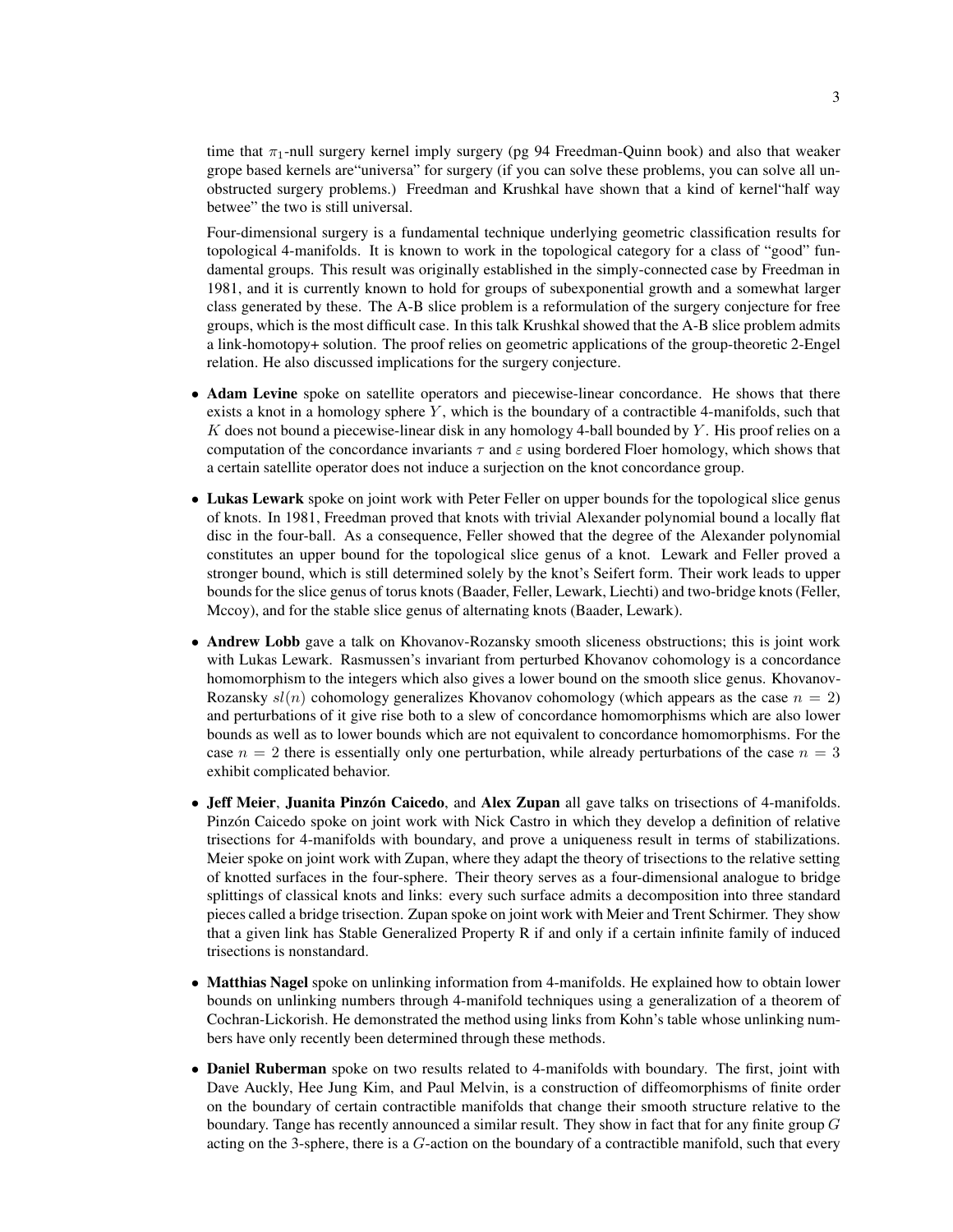time that $\pi_1$-null surgery kernel imply surgery (pg 94 Freedman-Quinn book) and also that weaker grope based kernels are"universa" for surgery (if you can solve these problems, you can solve all unobstructed surgery problems.) Freedman and Krushkal have shown that a kind of kernel"half way betwee" the two is still universal.

Four-dimensional surgery is a fundamental technique underlying geometric classification results for topological 4-manifolds. It is known to work in the topological category for a class of "good" fundamental groups. This result was originally established in the simply-connected case by Freedman in 1981, and it is currently known to hold for groups of subexponential growth and a somewhat larger class generated by these. The A-B slice problem is a reformulation of the surgery conjecture for free groups, which is the most difficult case. In this talk Krushkal showed that the A-B slice problem admits a link-homotopy+ solution. The proof relies on geometric applications of the group-theoretic 2-Engel relation. He also discussed implications for the surgery conjecture.

- **Adam Levine** spoke on satellite operators and piecewise-linear concordance. He shows that there exists a knot in a homology sphere $Y$, which is the boundary of a contractible 4-manifolds, such that $K$ does not bound a piecewise-linear disk in any homology 4-ball bounded by $Y$. His proof relies on a computation of the concordance invariants $\tau$ and $\varepsilon$ using bordered Floer homology, which shows that a certain satellite operator does not induce a surjection on the knot concordance group.

- **Lukas Lewark** spoke on joint work with Peter Feller on upper bounds for the topological slice genus of knots. In 1981, Freedman proved that knots with trivial Alexander polynomial bound a locally flat disc in the four-ball. As a consequence, Feller showed that the degree of the Alexander polynomial constitutes an upper bound for the topological slice genus of a knot. Lewark and Feller proved a stronger bound, which is still determined solely by the knot's Seifert form. Their work leads to upper bounds for the slice genus of torus knots (Baader, Feller, Lewark, Liechti) and two-bridge knots (Feller, Mccoy), and for the stable slice genus of alternating knots (Baader, Lewark).

- **Andrew Lobb** gave a talk on Khovanov-Rozansky smooth sliceness obstructions; this is joint work with Lukas Lewark. Rasmussen's invariant from perturbed Khovanov cohomology is a concordance homomorphism to the integers which also gives a lower bound on the smooth slice genus. Khovanov-Rozansky $sl(n)$ cohomology generalizes Khovanov cohomology (which appears as the case $n = 2$) and perturbations of it give rise both to a slew of concordance homomorphisms which are also lower bounds as well as to lower bounds which are not equivalent to concordance homomorphisms. For the case $n = 2$ there is essentially only one perturbation, while already perturbations of the case $n = 3$ exhibit complicated behavior.

- **Jeff Meier**, **Juanita Pinzón Caicedo**, and **Alex Zupan** all gave talks on trisections of 4-manifolds. Pinzón Caicedo spoke on joint work with Nick Castro in which they develop a definition of relative trisections for 4-manifolds with boundary, and prove a uniqueness result in terms of stabilizations. Meier spoke on joint work with Zupan, where they adapt the theory of trisections to the relative setting of knotted surfaces in the four-sphere. Their theory serves as a four-dimensional analogue to bridge splittings of classical knots and links: every such surface admits a decomposition into three standard pieces called a bridge trisection. Zupan spoke on joint work with Meier and Trent Schirmer. They show that a given link has Stable Generalized Property R if and only if a certain infinite family of induced trisections is nonstandard.

- **Matthias Nagel** spoke on unlinking information from 4-manifolds. He explained how to obtain lower bounds on unlinking numbers through 4-manifold techniques using a generalization of a theorem of Cochran-Lickorish. He demonstrated the method using links from Kohn's table whose unlinking numbers have only recently been determined through these methods.

- **Daniel Ruberman** spoke on two results related to 4-manifolds with boundary. The first, joint with Dave Auckly, Hee Jung Kim, and Paul Melvin, is a construction of diffeomorphisms of finite order on the boundary of certain contractible manifolds that change their smooth structure relative to the boundary. Tange has recently announced a similar result. They show in fact that for any finite group $G$ acting on the 3-sphere, there is a $G$-action on the boundary of a contractible manifold, such that every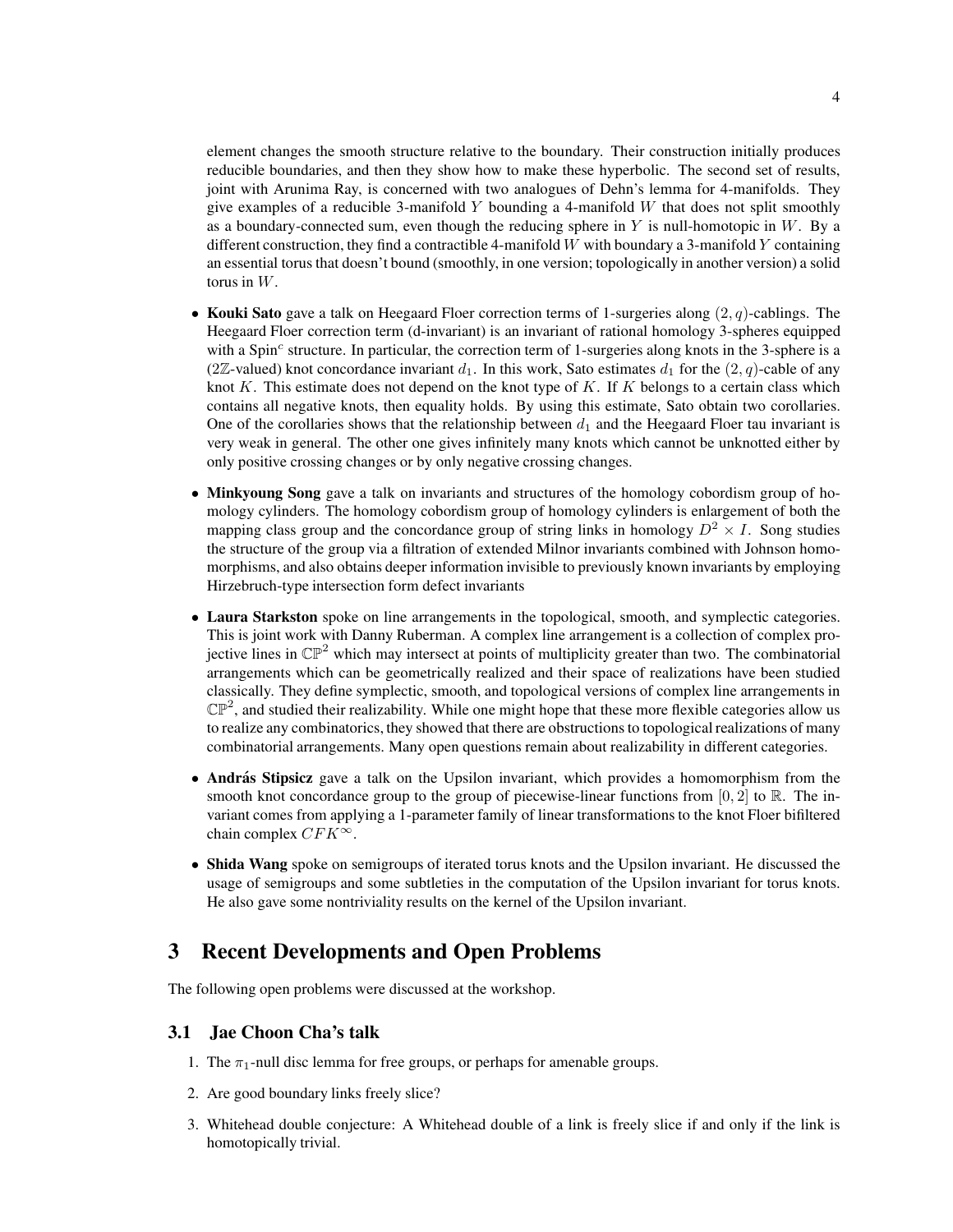element changes the smooth structure relative to the boundary. Their construction initially produces reducible boundaries, and then they show how to make these hyperbolic. The second set of results, joint with Arunima Ray, is concerned with two analogues of Dehn's lemma for 4-manifolds. They give examples of a reducible 3-manifold $Y$ bounding a 4-manifold $W$ that does not split smoothly as a boundary-connected sum, even though the reducing sphere in $Y$ is null-homotopic in $W$. By a different construction, they find a contractible 4-manifold $W$ with boundary a 3-manifold $Y$ containing an essential torus that doesn't bound (smoothly, in one version; topologically in another version) a solid torus in $W$.

- **Kouki Sato** gave a talk on Heegaard Floer correction terms of 1-surgeries along $(2, q)$-cablings. The Heegaard Floer correction term (d-invariant) is an invariant of rational homology 3-spheres equipped with a Spin$^c$ structure. In particular, the correction term of 1-surgeries along knots in the 3-sphere is a ($2\mathbb{Z}$-valued) knot concordance invariant $d_1$. In this work, Sato estimates $d_1$ for the $(2, q)$-cable of any knot $K$. This estimate does not depend on the knot type of $K$. If $K$ belongs to a certain class which contains all negative knots, then equality holds. By using this estimate, Sato obtain two corollaries. One of the corollaries shows that the relationship between $d_1$ and the Heegaard Floer tau invariant is very weak in general. The other one gives infinitely many knots which cannot be unknotted either by only positive crossing changes or by only negative crossing changes.

- **Minkyoung Song** gave a talk on invariants and structures of the homology cobordism group of homology cylinders. The homology cobordism group of homology cylinders is enlargement of both the mapping class group and the concordance group of string links in homology $D^2 \times I$. Song studies the structure of the group via a filtration of extended Milnor invariants combined with Johnson homomorphisms, and also obtains deeper information invisible to previously known invariants by employing Hirzebruch-type intersection form defect invariants

- **Laura Starkston** spoke on line arrangements in the topological, smooth, and symplectic categories. This is joint work with Danny Ruberman. A complex line arrangement is a collection of complex projective lines in $\mathbb{CP}^2$ which may intersect at points of multiplicity greater than two. The combinatorial arrangements which can be geometrically realized and their space of realizations have been studied classically. They define symplectic, smooth, and topological versions of complex line arrangements in $\mathbb{CP}^2$, and studied their realizability. While one might hope that these more flexible categories allow us to realize any combinatorics, they showed that there are obstructions to topological realizations of many combinatorial arrangements. Many open questions remain about realizability in different categories.

- **András Stipsicz** gave a talk on the Upsilon invariant, which provides a homomorphism from the smooth knot concordance group to the group of piecewise-linear functions from $[0, 2]$ to $\mathbb{R}$. The invariant comes from applying a 1-parameter family of linear transformations to the knot Floer bifiltered chain complex $CFK^\infty$.

- **Shida Wang** spoke on semigroups of iterated torus knots and the Upsilon invariant. He discussed the usage of semigroups and some subtleties in the computation of the Upsilon invariant for torus knots. He also gave some nontriviality results on the kernel of the Upsilon invariant.

# 3 Recent Developments and Open Problems

The following open problems were discussed at the workshop.

## 3.1 Jae Choon Cha's talk

1. The $\pi_1$-null disc lemma for free groups, or perhaps for amenable groups.
2. Are good boundary links freely slice?
3. Whitehead double conjecture: A Whitehead double of a link is freely slice if and only if the link is homotopically trivial.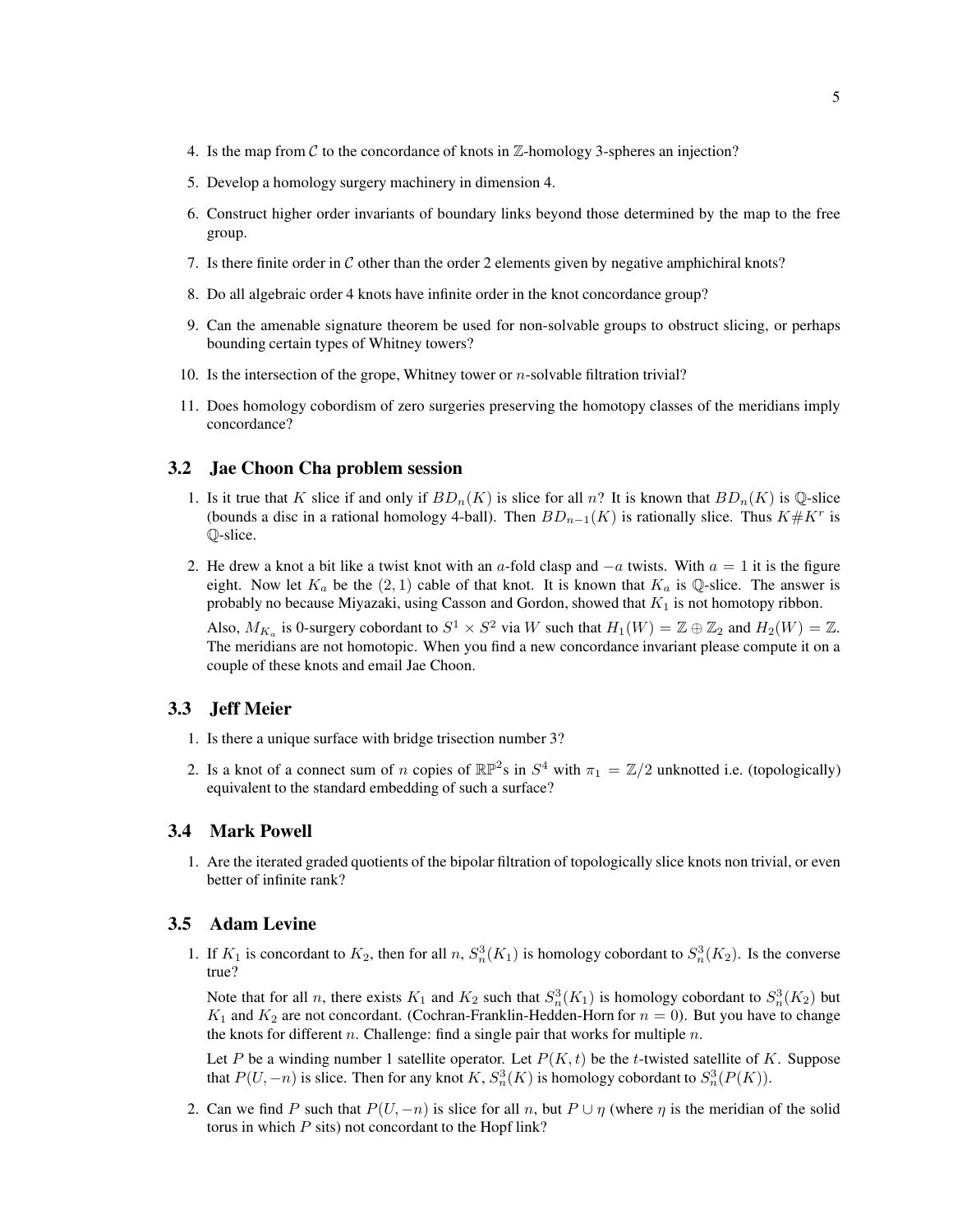4. Is the map from $\mathcal{C}$ to the concordance of knots in $\mathbb{Z}$-homology 3-spheres an injection?
5. Develop a homology surgery machinery in dimension 4.
6. Construct higher order invariants of boundary links beyond those determined by the map to the free group.
7. Is there finite order in $\mathcal{C}$ other than the order 2 elements given by negative amphichiral knots?
8. Do all algebraic order 4 knots have infinite order in the knot concordance group?
9. Can the amenable signature theorem be used for non-solvable groups to obstruct slicing, or perhaps bounding certain types of Whitney towers?
10. Is the intersection of the grope, Whitney tower or $n$-solvable filtration trivial?
11. Does homology cobordism of zero surgeries preserving the homotopy classes of the meridians imply concordance?

### 3.2 Jae Choon Cha problem session

1. Is it true that $K$ slice if and only if $BD_n(K)$ is slice for all $n$? It is known that $BD_n(K)$ is $\mathbb{Q}$-slice (bounds a disc in a rational homology 4-ball). Then $BD_{n-1}(K)$ is rationally slice. Thus $K\#K^r$ is $\mathbb{Q}$-slice.
2. He drew a knot a bit like a twist knot with an $a$-fold clasp and $-a$ twists. With $a = 1$ it is the figure eight. Now let $K_a$ be the $(2, 1)$ cable of that knot. It is known that $K_a$ is $\mathbb{Q}$-slice. The answer is probably no because Miyazaki, using Casson and Gordon, showed that $K_1$ is not homotopy ribbon.

   Also, $M_{K_a}$ is 0-surgery cobordant to $S^1 \times S^2$ via $W$ such that $H_1(W) = \mathbb{Z} \oplus \mathbb{Z}_2$ and $H_2(W) = \mathbb{Z}$. The meridians are not homotopic. When you find a new concordance invariant please compute it on a couple of these knots and email Jae Choon.

### 3.3 Jeff Meier

1. Is there a unique surface with bridge trisection number 3?
2. Is a knot of a connect sum of $n$ copies of $\mathbb{RP}^2$s in $S^4$ with $\pi_1 = \mathbb{Z}/2$ unknotted i.e. (topologically) equivalent to the standard embedding of such a surface?

### 3.4 Mark Powell

1. Are the iterated graded quotients of the bipolar filtration of topologically slice knots non trivial, or even better of infinite rank?

### 3.5 Adam Levine

1. If $K_1$ is concordant to $K_2$, then for all $n$, $S^3_n(K_1)$ is homology cobordant to $S^3_n(K_2)$. Is the converse true?

   Note that for all $n$, there exists $K_1$ and $K_2$ such that $S^3_n(K_1)$ is homology cobordant to $S^3_n(K_2)$ but $K_1$ and $K_2$ are not concordant. (Cochran-Franklin-Hedden-Horn for $n = 0$). But you have to change the knots for different $n$. Challenge: find a single pair that works for multiple $n$.

   Let $P$ be a winding number 1 satellite operator. Let $P(K, t)$ be the $t$-twisted satellite of $K$. Suppose that $P(U, -n)$ is slice. Then for any knot $K$, $S^3_n(K)$ is homology cobordant to $S^3_n(P(K))$.

2. Can we find $P$ such that $P(U, -n)$ is slice for all $n$, but $P \cup \eta$ (where $\eta$ is the meridian of the solid torus in which $P$ sits) not concordant to the Hopf link?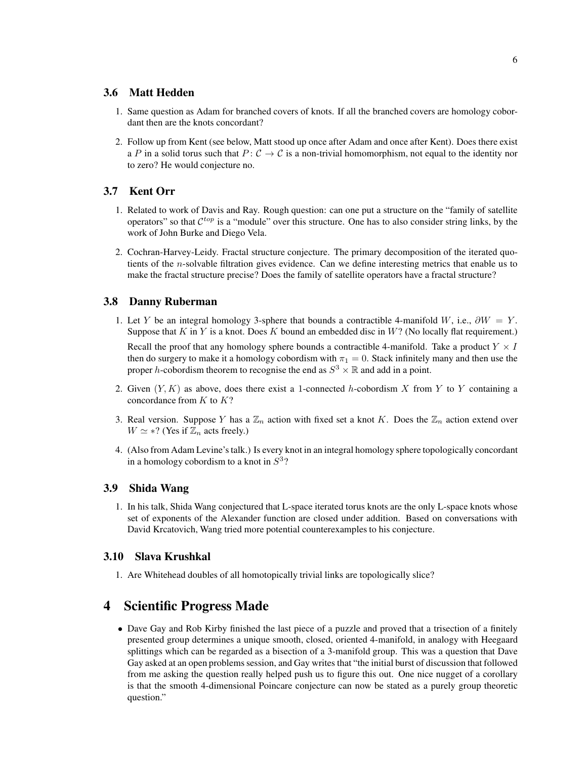### 3.6 Matt Hedden

1. Same question as Adam for branched covers of knots. If all the branched covers are homology cobordant then are the knots concordant?
2. Follow up from Kent (see below, Matt stood up once after Adam and once after Kent). Does there exist a $P$ in a solid torus such that $P\colon \mathcal{C} \to \mathcal{C}$ is a non-trivial homomorphism, not equal to the identity nor to zero? He would conjecture no.

### 3.7 Kent Orr

1. Related to work of Davis and Ray. Rough question: can one put a structure on the "family of satellite operators" so that $\mathcal{C}^{top}$ is a "module" over this structure. One has to also consider string links, by the work of John Burke and Diego Vela.
2. Cochran-Harvey-Leidy. Fractal structure conjecture. The primary decomposition of the iterated quotients of the $n$-solvable filtration gives evidence. Can we define interesting metrics that enable us to make the fractal structure precise? Does the family of satellite operators have a fractal structure?

### 3.8 Danny Ruberman

1. Let $Y$ be an integral homology 3-sphere that bounds a contractible 4-manifold $W$, i.e., $\partial W = Y$. Suppose that $K$ in $Y$ is a knot. Does $K$ bound an embedded disc in $W$? (No locally flat requirement.)

   Recall the proof that any homology sphere bounds a contractible 4-manifold. Take a product $Y \times I$ then do surgery to make it a homology cobordism with $\pi_1 = 0$. Stack infinitely many and then use the proper $h$-cobordism theorem to recognise the end as $S^3 \times \mathbb{R}$ and add in a point.
2. Given $(Y, K)$ as above, does there exist a 1-connected $h$-cobordism $X$ from $Y$ to $Y$ containing a concordance from $K$ to $K$?
3. Real version. Suppose $Y$ has a $\mathbb{Z}_n$ action with fixed set a knot $K$. Does the $\mathbb{Z}_n$ action extend over $W \simeq *$? (Yes if $\mathbb{Z}_n$ acts freely.)
4. (Also from Adam Levine's talk.) Is every knot in an integral homology sphere topologically concordant in a homology cobordism to a knot in $S^3$?

### 3.9 Shida Wang

1. In his talk, Shida Wang conjectured that L-space iterated torus knots are the only L-space knots whose set of exponents of the Alexander function are closed under addition. Based on conversations with David Krcatovich, Wang tried more potential counterexamples to his conjecture.

### 3.10 Slava Krushkal

1. Are Whitehead doubles of all homotopically trivial links are topologically slice?

## 4 Scientific Progress Made

- Dave Gay and Rob Kirby finished the last piece of a puzzle and proved that a trisection of a finitely presented group determines a unique smooth, closed, oriented 4-manifold, in analogy with Heegaard splittings which can be regarded as a bisection of a 3-manifold group. This was a question that Dave Gay asked at an open problems session, and Gay writes that "the initial burst of discussion that followed from me asking the question really helped push us to figure this out. One nice nugget of a corollary is that the smooth 4-dimensional Poincare conjecture can now be stated as a purely group theoretic question."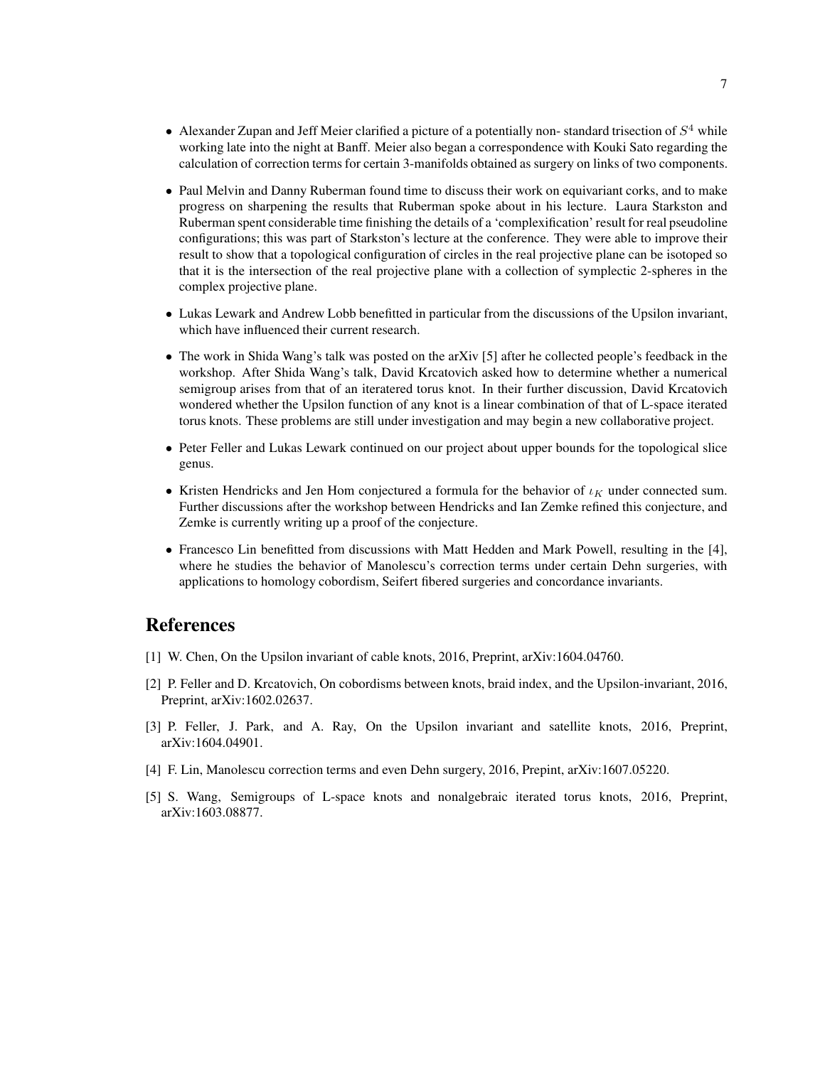- Alexander Zupan and Jeff Meier clarified a picture of a potentially non- standard trisection of $S^4$ while working late into the night at Banff. Meier also began a correspondence with Kouki Sato regarding the calculation of correction terms for certain 3-manifolds obtained as surgery on links of two components.

- Paul Melvin and Danny Ruberman found time to discuss their work on equivariant corks, and to make progress on sharpening the results that Ruberman spoke about in his lecture. Laura Starkston and Ruberman spent considerable time finishing the details of a 'complexification' result for real pseudoline configurations; this was part of Starkston's lecture at the conference. They were able to improve their result to show that a topological configuration of circles in the real projective plane can be isotoped so that it is the intersection of the real projective plane with a collection of symplectic 2-spheres in the complex projective plane.

- Lukas Lewark and Andrew Lobb benefitted in particular from the discussions of the Upsilon invariant, which have influenced their current research.

- The work in Shida Wang's talk was posted on the arXiv [5] after he collected people's feedback in the workshop. After Shida Wang's talk, David Krcatovich asked how to determine whether a numerical semigroup arises from that of an iteratered torus knot. In their further discussion, David Krcatovich wondered whether the Upsilon function of any knot is a linear combination of that of L-space iterated torus knots. These problems are still under investigation and may begin a new collaborative project.

- Peter Feller and Lukas Lewark continued on our project about upper bounds for the topological slice genus.

- Kristen Hendricks and Jen Hom conjectured a formula for the behavior of $\iota_K$ under connected sum. Further discussions after the workshop between Hendricks and Ian Zemke refined this conjecture, and Zemke is currently writing up a proof of the conjecture.

- Francesco Lin benefitted from discussions with Matt Hedden and Mark Powell, resulting in the [4], where he studies the behavior of Manolescu's correction terms under certain Dehn surgeries, with applications to homology cobordism, Seifert fibered surgeries and concordance invariants.

# References

[1] W. Chen, On the Upsilon invariant of cable knots, 2016, Preprint, arXiv:1604.04760.

[2] P. Feller and D. Krcatovich, On cobordisms between knots, braid index, and the Upsilon-invariant, 2016, Preprint, arXiv:1602.02637.

[3] P. Feller, J. Park, and A. Ray, On the Upsilon invariant and satellite knots, 2016, Preprint, arXiv:1604.04901.

[4] F. Lin, Manolescu correction terms and even Dehn surgery, 2016, Prepint, arXiv:1607.05220.

[5] S. Wang, Semigroups of L-space knots and nonalgebraic iterated torus knots, 2016, Preprint, arXiv:1603.08877.